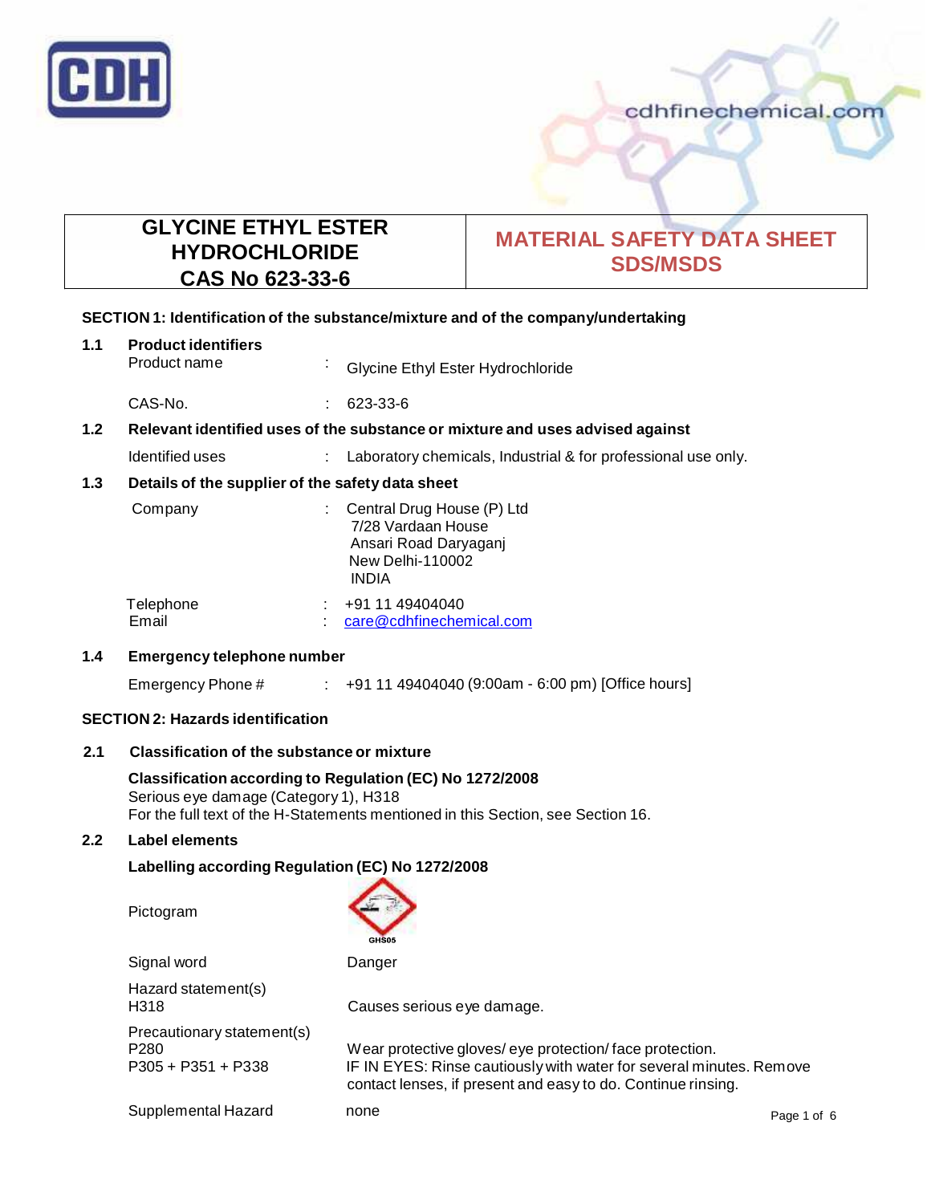CDH

cdhfinechemical.com

| GLYCINE ETHYL ESTER HYDROCHLORIDE CAS No 623-33-6 | MATERIAL SAFETY DATA SHEET SDS/MSDS |
|---|---|

## SECTION 1: Identification of the substance/mixture and of the company/undertaking

### 1.1 Product identifiers

| | | |
|---|---|---|
| Product name | : | Glycine Ethyl Ester Hydrochloride |
| CAS-No. | : | 623-33-6 |

### 1.2 Relevant identified uses of the substance or mixture and uses advised against

| | | |
|---|---|---|
| Identified uses | : | Laboratory chemicals, Industrial & for professional use only. |

### 1.3 Details of the supplier of the safety data sheet

| | | |
|---|---|---|
| Company | : | Central Drug House (P) Ltd<br>7/28 Vardaan House<br>Ansari Road Daryaganj<br>New Delhi-110002<br>INDIA |
| Telephone | : | +91 11 49404040 |
| Email | : | care@cdhfinechemical.com |

### 1.4 Emergency telephone number

| | | |
|---|---|---|
| Emergency Phone # | : | +91 11 49404040 (9:00am - 6:00 pm) [Office hours] |

## SECTION 2: Hazards identification

### 2.1 Classification of the substance or mixture

**Classification according to Regulation (EC) No 1272/2008**
Serious eye damage (Category 1), H318
For the full text of the H-Statements mentioned in this Section, see Section 16.

### 2.2 Label elements

**Labelling according Regulation (EC) No 1272/2008**

| | |
|---|---|
| Pictogram | GHS05 |
| Signal word | Danger |
| Hazard statement(s) | |
| H318 | Causes serious eye damage. |
| Precautionary statement(s) | |
| P280 | Wear protective gloves/ eye protection/ face protection. |
| P305 + P351 + P338 | IF IN EYES: Rinse cautiously with water for several minutes. Remove contact lenses, if present and easy to do. Continue rinsing. |
| Supplemental Hazard | none |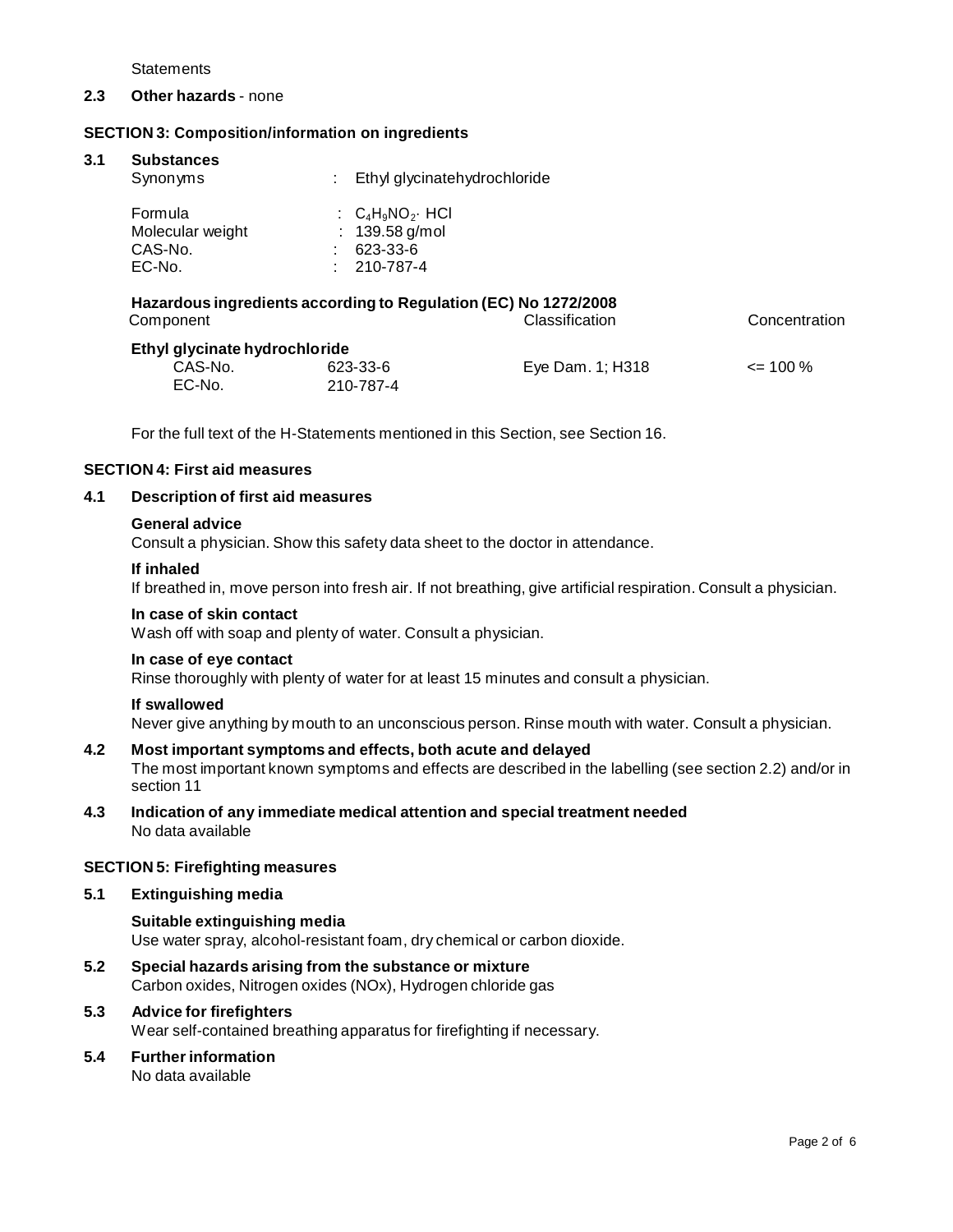Statements

### 2.3 Other hazards - none

## SECTION 3: Composition/information on ingredients

### 3.1 Substances

| | | |
|---|---|---|
| Synonyms | : | Ethyl glycinatehydrochloride |
| Formula | : | $C_4H_9NO_2 \cdot HCl$ |
| Molecular weight | : | 139.58 g/mol |
| CAS-No. | : | 623-33-6 |
| EC-No. | : | 210-787-4 |

**Hazardous ingredients according to Regulation (EC) No 1272/2008**

| Component | | Classification | Concentration |
|---|---|---|---|
| **Ethyl glycinate hydrochloride** | | | |
| CAS-No. | 623-33-6 | Eye Dam. 1; H318 | <= 100 % |
| EC-No. | 210-787-4 | | |

For the full text of the H-Statements mentioned in this Section, see Section 16.

## SECTION 4: First aid measures

### 4.1 Description of first aid measures

**General advice**
Consult a physician. Show this safety data sheet to the doctor in attendance.

**If inhaled**
If breathed in, move person into fresh air. If not breathing, give artificial respiration. Consult a physician.

**In case of skin contact**
Wash off with soap and plenty of water. Consult a physician.

**In case of eye contact**
Rinse thoroughly with plenty of water for at least 15 minutes and consult a physician.

**If swallowed**
Never give anything by mouth to an unconscious person. Rinse mouth with water. Consult a physician.

### 4.2 Most important symptoms and effects, both acute and delayed

The most important known symptoms and effects are described in the labelling (see section 2.2) and/or in section 11

### 4.3 Indication of any immediate medical attention and special treatment needed

No data available

## SECTION 5: Firefighting measures

### 5.1 Extinguishing media

**Suitable extinguishing media**
Use water spray, alcohol-resistant foam, dry chemical or carbon dioxide.

### 5.2 Special hazards arising from the substance or mixture

Carbon oxides, Nitrogen oxides (NOx), Hydrogen chloride gas

### 5.3 Advice for firefighters

Wear self-contained breathing apparatus for firefighting if necessary.

### 5.4 Further information

No data available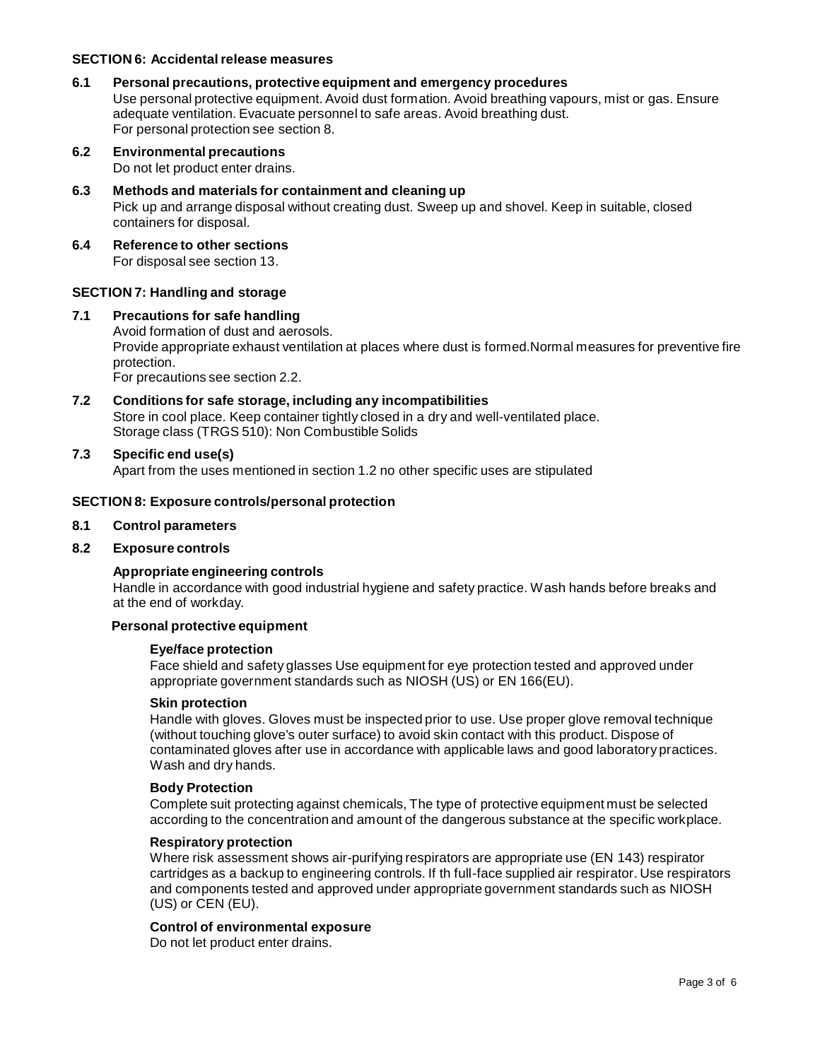## SECTION 6: Accidental release measures

### 6.1 Personal precautions, protective equipment and emergency procedures

Use personal protective equipment. Avoid dust formation. Avoid breathing vapours, mist or gas. Ensure adequate ventilation. Evacuate personnel to safe areas. Avoid breathing dust.
For personal protection see section 8.

### 6.2 Environmental precautions

Do not let product enter drains.

### 6.3 Methods and materials for containment and cleaning up

Pick up and arrange disposal without creating dust. Sweep up and shovel. Keep in suitable, closed containers for disposal.

### 6.4 Reference to other sections

For disposal see section 13.

## SECTION 7: Handling and storage

### 7.1 Precautions for safe handling

Avoid formation of dust and aerosols.
Provide appropriate exhaust ventilation at places where dust is formed.Normal measures for preventive fire protection.
For precautions see section 2.2.

### 7.2 Conditions for safe storage, including any incompatibilities

Store in cool place. Keep container tightly closed in a dry and well-ventilated place.
Storage class (TRGS 510): Non Combustible Solids

### 7.3 Specific end use(s)

Apart from the uses mentioned in section 1.2 no other specific uses are stipulated

## SECTION 8: Exposure controls/personal protection

### 8.1 Control parameters

### 8.2 Exposure controls

**Appropriate engineering controls**

Handle in accordance with good industrial hygiene and safety practice. Wash hands before breaks and at the end of workday.

**Personal protective equipment**

**Eye/face protection**

Face shield and safety glasses Use equipment for eye protection tested and approved under appropriate government standards such as NIOSH (US) or EN 166(EU).

**Skin protection**

Handle with gloves. Gloves must be inspected prior to use. Use proper glove removal technique (without touching glove's outer surface) to avoid skin contact with this product. Dispose of contaminated gloves after use in accordance with applicable laws and good laboratory practices. Wash and dry hands.

**Body Protection**

Complete suit protecting against chemicals, The type of protective equipment must be selected according to the concentration and amount of the dangerous substance at the specific workplace.

**Respiratory protection**

Where risk assessment shows air-purifying respirators are appropriate use (EN 143) respirator cartridges as a backup to engineering controls. If th full-face supplied air respirator. Use respirators and components tested and approved under appropriate government standards such as NIOSH (US) or CEN (EU).

**Control of environmental exposure**

Do not let product enter drains.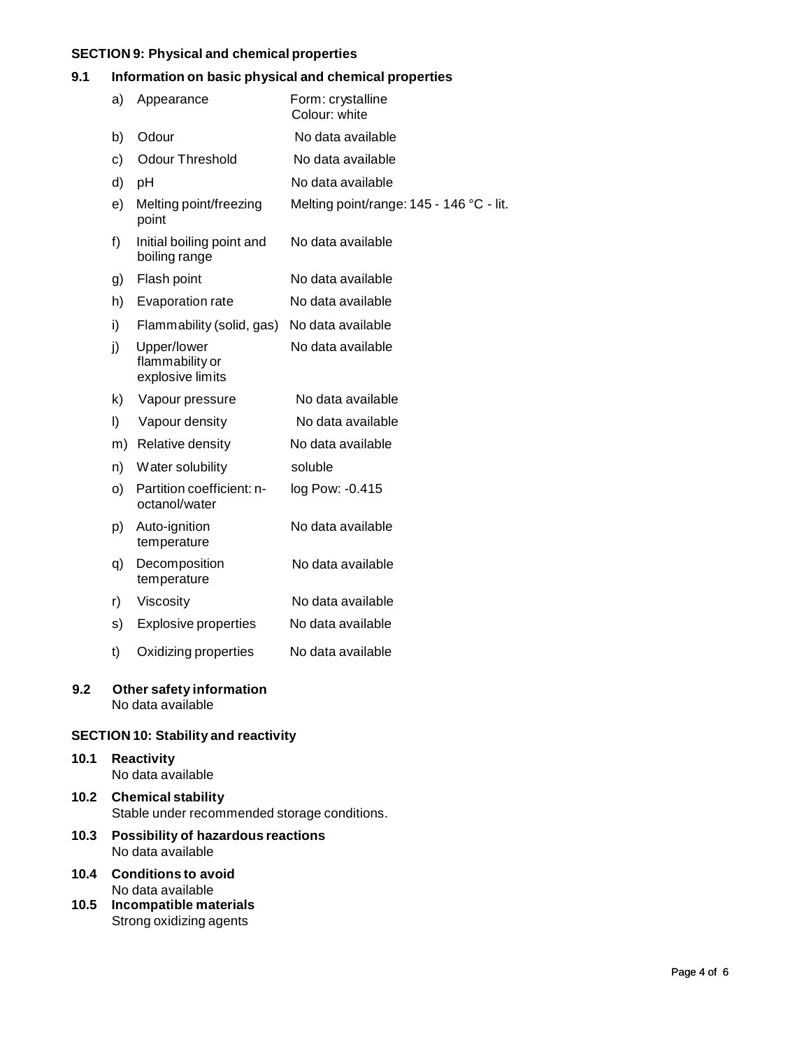## SECTION 9: Physical and chemical properties

### 9.1 Information on basic physical and chemical properties

| | | |
|---|---|---|
| a) | Appearance | Form: crystalline<br>Colour: white |
| b) | Odour | No data available |
| c) | Odour Threshold | No data available |
| d) | pH | No data available |
| e) | Melting point/freezing point | Melting point/range: 145 - 146 °C - lit. |
| f) | Initial boiling point and boiling range | No data available |
| g) | Flash point | No data available |
| h) | Evaporation rate | No data available |
| i) | Flammability (solid, gas) | No data available |
| j) | Upper/lower flammability or explosive limits | No data available |
| k) | Vapour pressure | No data available |
| l) | Vapour density | No data available |
| m) | Relative density | No data available |
| n) | Water solubility | soluble |
| o) | Partition coefficient: n-octanol/water | log Pow: -0.415 |
| p) | Auto-ignition temperature | No data available |
| q) | Decomposition temperature | No data available |
| r) | Viscosity | No data available |
| s) | Explosive properties | No data available |
| t) | Oxidizing properties | No data available |

### 9.2 Other safety information

No data available

## SECTION 10: Stability and reactivity

### 10.1 Reactivity

No data available

### 10.2 Chemical stability

Stable under recommended storage conditions.

### 10.3 Possibility of hazardous reactions

No data available

### 10.4 Conditions to avoid

No data available

### 10.5 Incompatible materials

Strong oxidizing agents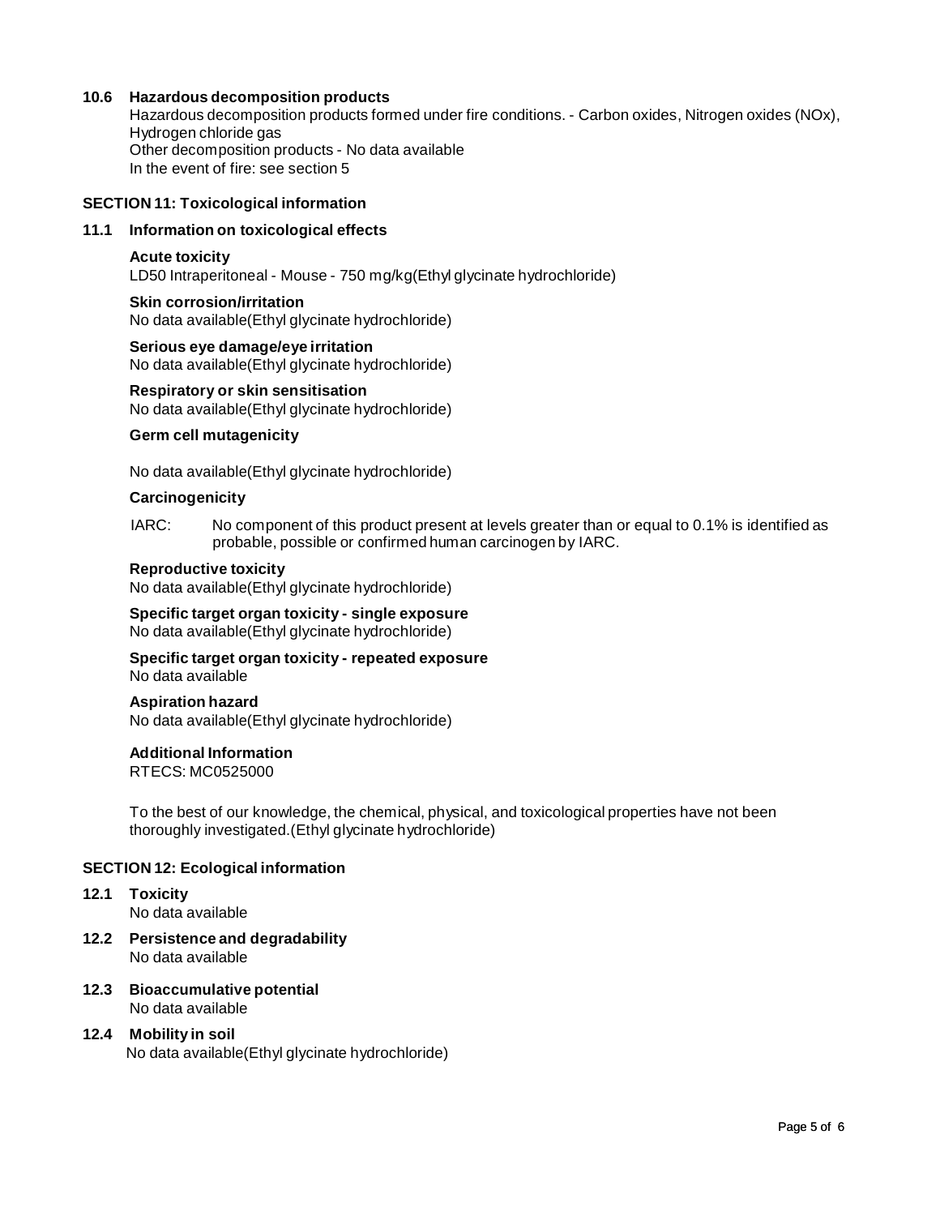### 10.6 Hazardous decomposition products

Hazardous decomposition products formed under fire conditions. - Carbon oxides, Nitrogen oxides (NOx), Hydrogen chloride gas
Other decomposition products - No data available
In the event of fire: see section 5

## SECTION 11: Toxicological information

### 11.1 Information on toxicological effects

**Acute toxicity**
LD50 Intraperitoneal - Mouse - 750 mg/kg(Ethyl glycinate hydrochloride)

**Skin corrosion/irritation**
No data available(Ethyl glycinate hydrochloride)

**Serious eye damage/eye irritation**
No data available(Ethyl glycinate hydrochloride)

**Respiratory or skin sensitisation**
No data available(Ethyl glycinate hydrochloride)

**Germ cell mutagenicity**

No data available(Ethyl glycinate hydrochloride)

**Carcinogenicity**

IARC: No component of this product present at levels greater than or equal to 0.1% is identified as probable, possible or confirmed human carcinogen by IARC.

**Reproductive toxicity**
No data available(Ethyl glycinate hydrochloride)

**Specific target organ toxicity - single exposure**
No data available(Ethyl glycinate hydrochloride)

**Specific target organ toxicity - repeated exposure**
No data available

**Aspiration hazard**
No data available(Ethyl glycinate hydrochloride)

**Additional Information**
RTECS: MC0525000

To the best of our knowledge, the chemical, physical, and toxicological properties have not been thoroughly investigated.(Ethyl glycinate hydrochloride)

## SECTION 12: Ecological information

### 12.1 Toxicity
No data available

### 12.2 Persistence and degradability
No data available

### 12.3 Bioaccumulative potential
No data available

### 12.4 Mobility in soil
No data available(Ethyl glycinate hydrochloride)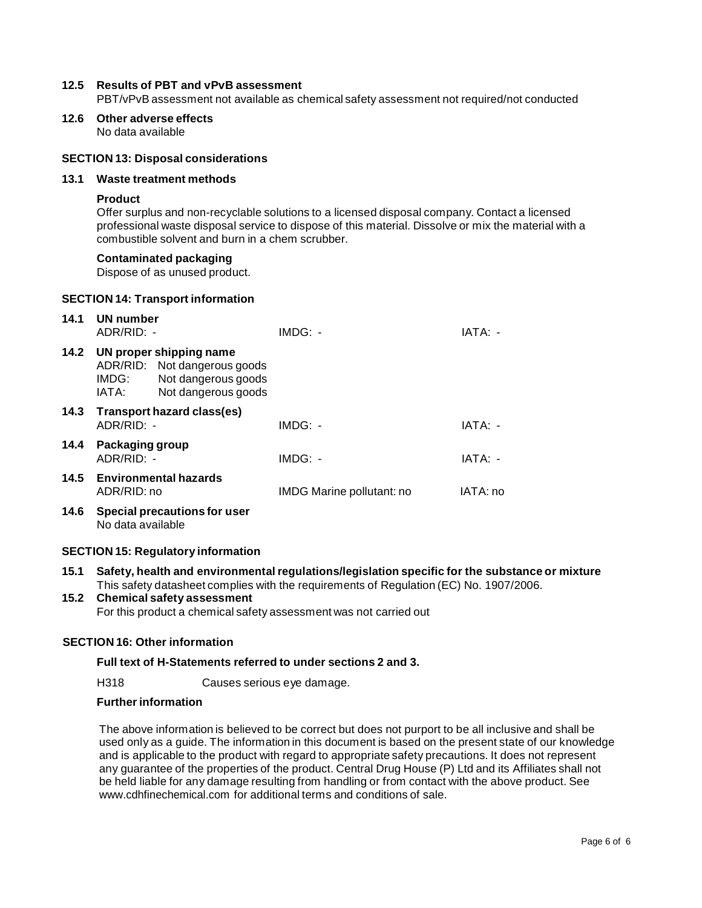### 12.5 Results of PBT and vPvB assessment

PBT/vPvB assessment not available as chemical safety assessment not required/not conducted

### 12.6 Other adverse effects

No data available

## SECTION 13: Disposal considerations

### 13.1 Waste treatment methods

**Product**

Offer surplus and non-recyclable solutions to a licensed disposal company. Contact a licensed professional waste disposal service to dispose of this material. Dissolve or mix the material with a combustible solvent and burn in a chem scrubber.

**Contaminated packaging**

Dispose of as unused product.

## SECTION 14: Transport information

### 14.1 UN number

| | | |
|---|---|---|
| ADR/RID: - | IMDG: - | IATA: - |

### 14.2 UN proper shipping name

| | |
|---|---|
| ADR/RID: | Not dangerous goods |
| IMDG: | Not dangerous goods |
| IATA: | Not dangerous goods |

### 14.3 Transport hazard class(es)

| | | |
|---|---|---|
| ADR/RID: - | IMDG: - | IATA: - |

### 14.4 Packaging group

| | | |
|---|---|---|
| ADR/RID: - | IMDG: - | IATA: - |

### 14.5 Environmental hazards

| | | |
|---|---|---|
| ADR/RID: no | IMDG Marine pollutant: no | IATA: no |

### 14.6 Special precautions for user

No data available

## SECTION 15: Regulatory information

### 15.1 Safety, health and environmental regulations/legislation specific for the substance or mixture

This safety datasheet complies with the requirements of Regulation (EC) No. 1907/2006.

### 15.2 Chemical safety assessment

For this product a chemical safety assessment was not carried out

## SECTION 16: Other information

**Full text of H-Statements referred to under sections 2 and 3.**

H318 Causes serious eye damage.

**Further information**

The above information is believed to be correct but does not purport to be all inclusive and shall be used only as a guide. The information in this document is based on the present state of our knowledge and is applicable to the product with regard to appropriate safety precautions. It does not represent any guarantee of the properties of the product. Central Drug House (P) Ltd and its Affiliates shall not be held liable for any damage resulting from handling or from contact with the above product. See www.cdhfinechemical.com for additional terms and conditions of sale.